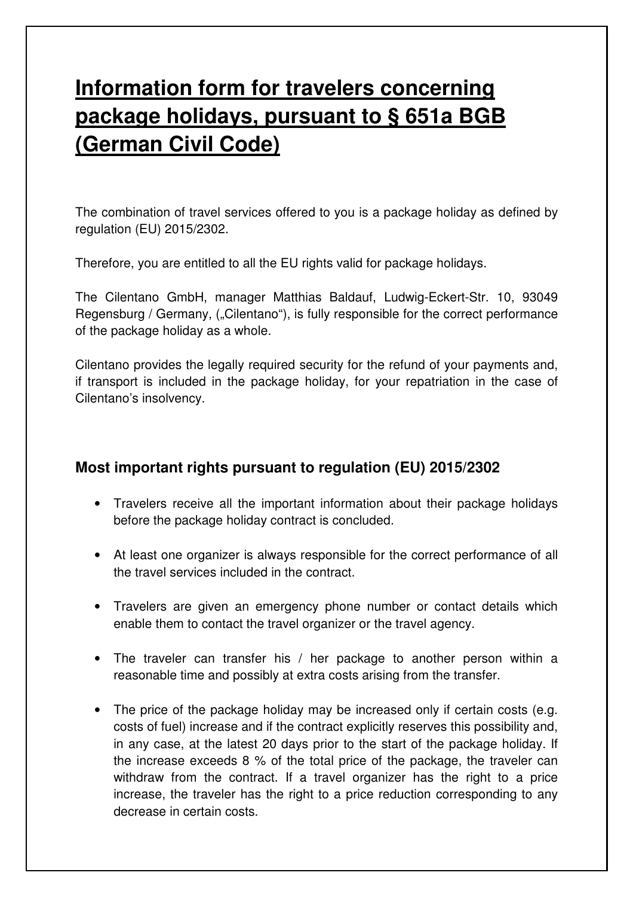# Information form for travelers concerning package holidays, pursuant to § 651a BGB (German Civil Code)

The combination of travel services offered to you is a package holiday as defined by regulation (EU) 2015/2302.

Therefore, you are entitled to all the EU rights valid for package holidays.

The Cilentano GmbH, manager Matthias Baldauf, Ludwig-Eckert-Str. 10, 93049 Regensburg / Germany, („Cilentano“), is fully responsible for the correct performance of the package holiday as a whole.

Cilentano provides the legally required security for the refund of your payments and, if transport is included in the package holiday, for your repatriation in the case of Cilentano's insolvency.

### Most important rights pursuant to regulation (EU) 2015/2302

- Travelers receive all the important information about their package holidays before the package holiday contract is concluded.
- At least one organizer is always responsible for the correct performance of all the travel services included in the contract.
- Travelers are given an emergency phone number or contact details which enable them to contact the travel organizer or the travel agency.
- The traveler can transfer his / her package to another person within a reasonable time and possibly at extra costs arising from the transfer.
- The price of the package holiday may be increased only if certain costs (e.g. costs of fuel) increase and if the contract explicitly reserves this possibility and, in any case, at the latest 20 days prior to the start of the package holiday. If the increase exceeds 8 % of the total price of the package, the traveler can withdraw from the contract. If a travel organizer has the right to a price increase, the traveler has the right to a price reduction corresponding to any decrease in certain costs.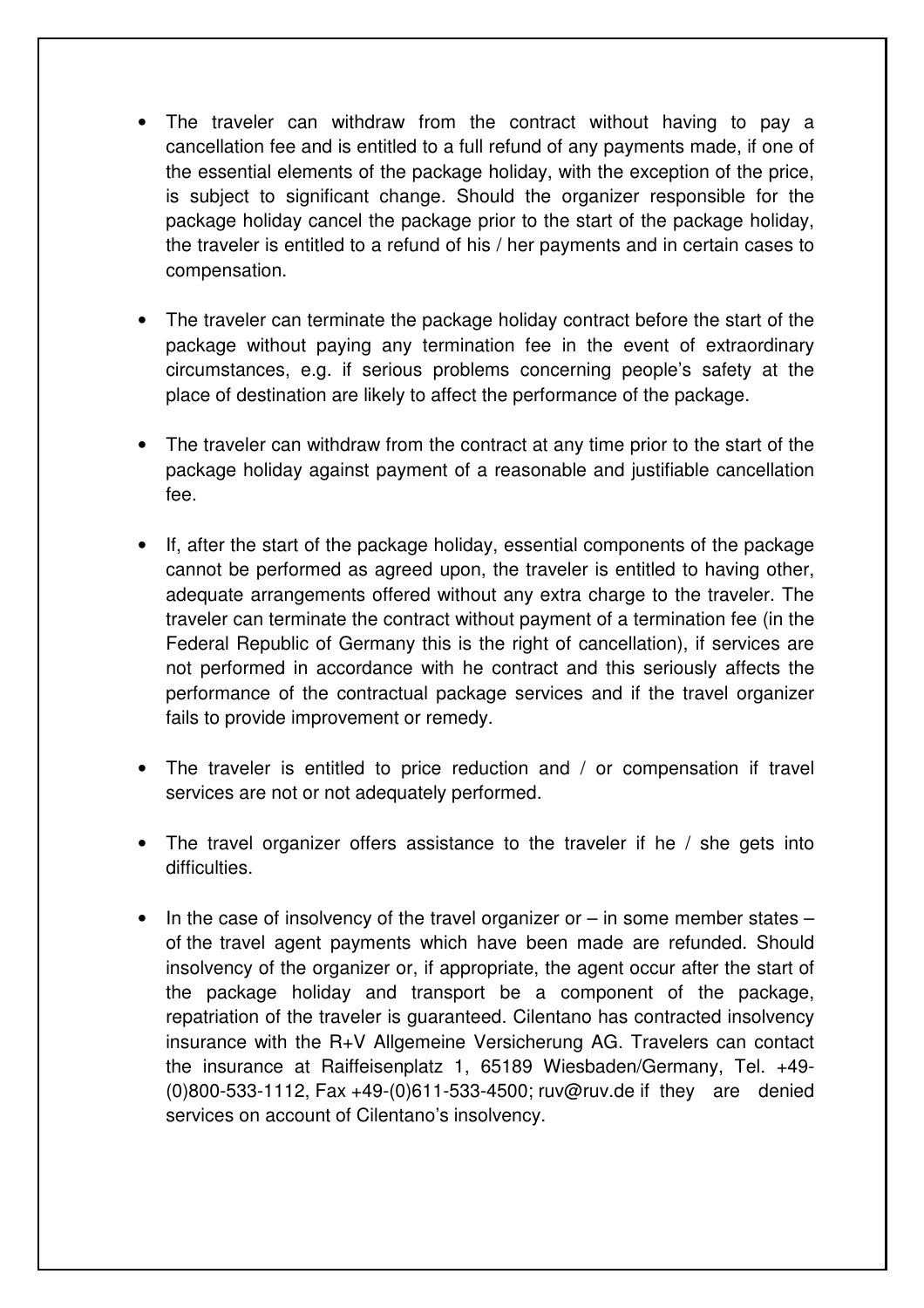- The traveler can withdraw from the contract without having to pay a cancellation fee and is entitled to a full refund of any payments made, if one of the essential elements of the package holiday, with the exception of the price, is subject to significant change. Should the organizer responsible for the package holiday cancel the package prior to the start of the package holiday, the traveler is entitled to a refund of his / her payments and in certain cases to compensation.

- The traveler can terminate the package holiday contract before the start of the package without paying any termination fee in the event of extraordinary circumstances, e.g. if serious problems concerning people's safety at the place of destination are likely to affect the performance of the package.

- The traveler can withdraw from the contract at any time prior to the start of the package holiday against payment of a reasonable and justifiable cancellation fee.

- If, after the start of the package holiday, essential components of the package cannot be performed as agreed upon, the traveler is entitled to having other, adequate arrangements offered without any extra charge to the traveler. The traveler can terminate the contract without payment of a termination fee (in the Federal Republic of Germany this is the right of cancellation), if services are not performed in accordance with he contract and this seriously affects the performance of the contractual package services and if the travel organizer fails to provide improvement or remedy.

- The traveler is entitled to price reduction and / or compensation if travel services are not or not adequately performed.

- The travel organizer offers assistance to the traveler if he / she gets into difficulties.

- In the case of insolvency of the travel organizer or – in some member states – of the travel agent payments which have been made are refunded. Should insolvency of the organizer or, if appropriate, the agent occur after the start of the package holiday and transport be a component of the package, repatriation of the traveler is guaranteed. Cilentano has contracted insolvency insurance with the R+V Allgemeine Versicherung AG. Travelers can contact the insurance at Raiffeisenplatz 1, 65189 Wiesbaden/Germany, Tel. +49-(0)800-533-1112, Fax +49-(0)611-533-4500; ruv@ruv.de if they are denied services on account of Cilentano's insolvency.